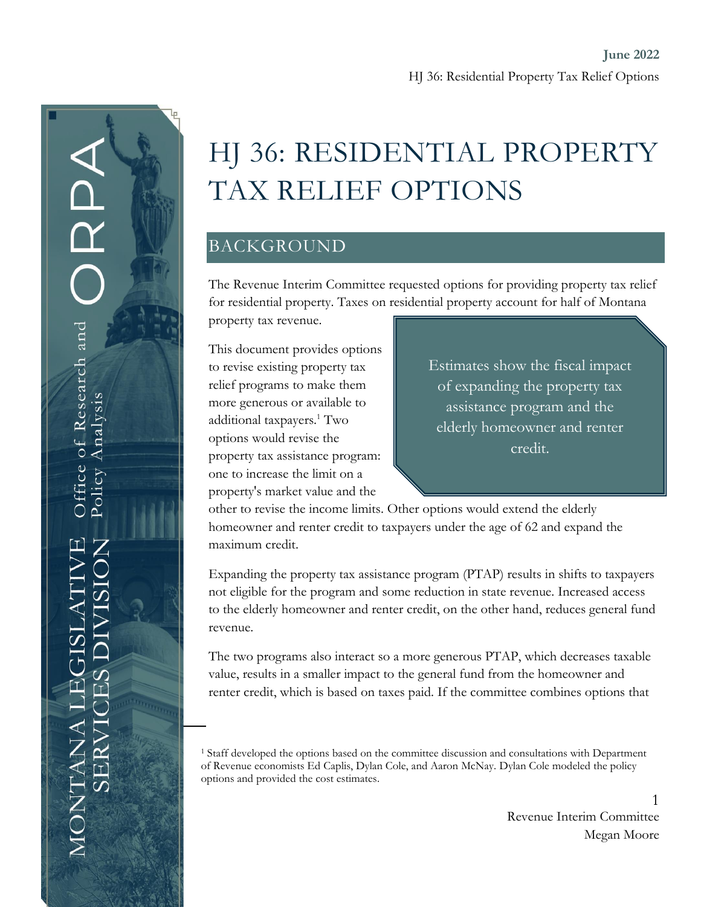# HJ 36: RESIDENTIAL PROPERTY TAX RELIEF OPTIONS

## BACKGROUND

The Revenue Interim Committee requested options for providing property tax relief for residential property. Taxes on residential property account for half of Montana property tax revenue.

> Estimates show the fiscal impact of expanding the property tax assistance program and the elderly homeowner and renter credit.

This document provides options to revise existing property tax relief programs to make them more generous or available to additional taxpayers.[1] Two options would revise the property tax assistance program: one to increase the limit on a property's market value and the other to revise the income limits. Other options would extend the elderly homeowner and renter credit to taxpayers under the age of 62 and expand the maximum credit.

Expanding the property tax assistance program (PTAP) results in shifts to taxpayers not eligible for the program and some reduction in state revenue. Increased access to the elderly homeowner and renter credit, on the other hand, reduces general fund revenue.

The two programs also interact so a more generous PTAP, which decreases taxable value, results in a smaller impact to the general fund from the homeowner and renter credit, which is based on taxes paid. If the committee combines options that

[1] Staff developed the options based on the committee discussion and consultations with Department of Revenue economists Ed Caplis, Dylan Cole, and Aaron McNay. Dylan Cole modeled the policy options and provided the cost estimates.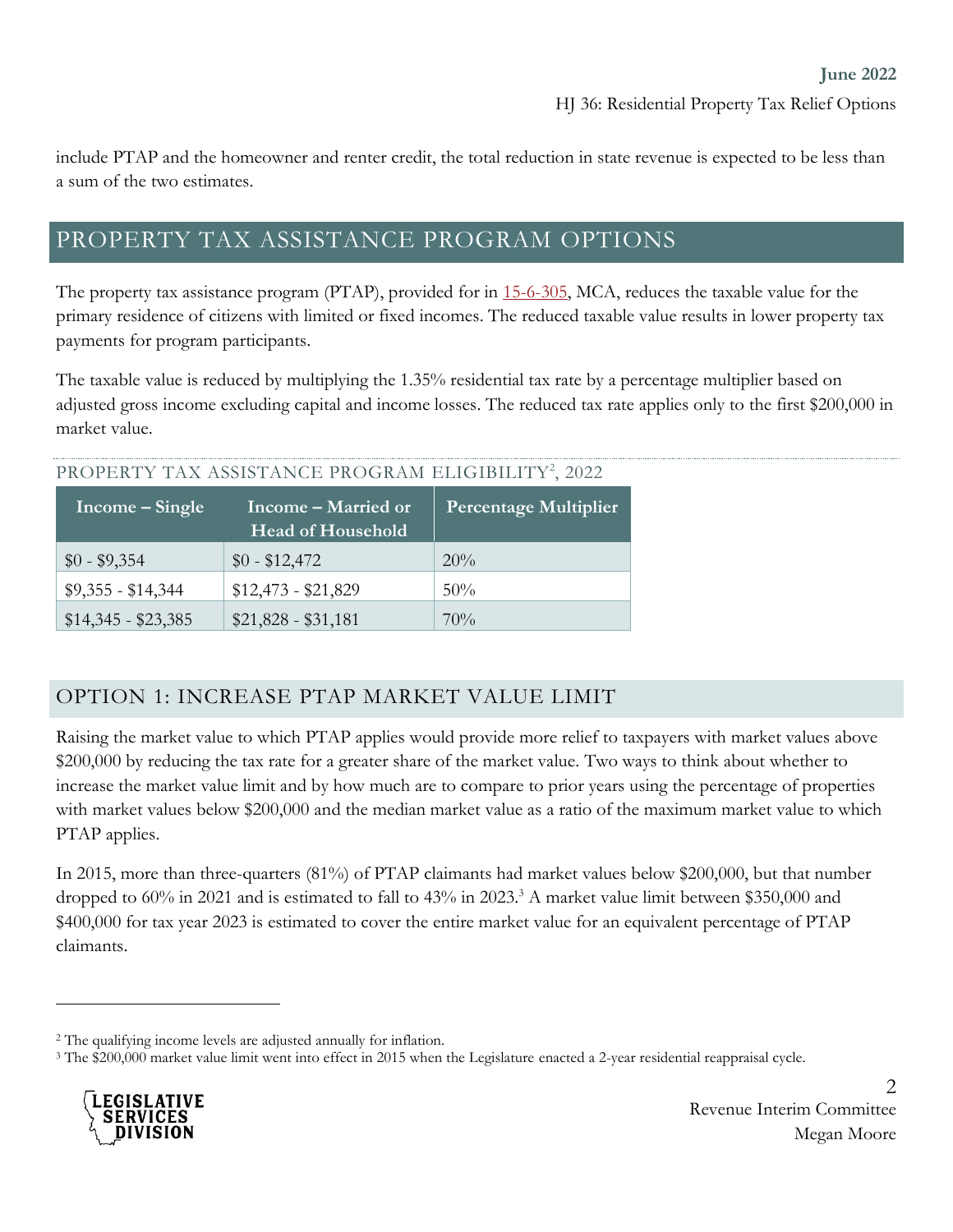include PTAP and the homeowner and renter credit, the total reduction in state revenue is expected to be less than a sum of the two estimates.

## PROPERTY TAX ASSISTANCE PROGRAM OPTIONS

The property tax assistance program (PTAP), provided for in 15-6-305, MCA, reduces the taxable value for the primary residence of citizens with limited or fixed incomes. The reduced taxable value results in lower property tax payments for program participants.

The taxable value is reduced by multiplying the 1.35% residential tax rate by a percentage multiplier based on adjusted gross income excluding capital and income losses. The reduced tax rate applies only to the first $200,000 in market value.

PROPERTY TAX ASSISTANCE PROGRAM ELIGIBILITY[2], 2022

| Income – Single | Income – Married or Head of Household | Percentage Multiplier |
|---|---|---|
| $0 - $9,354 | $0 - $12,472 | 20% |
| $9,355 - $14,344 | $12,473 - $21,829 | 50% |
| $14,345 - $23,385 | $21,828 - $31,181 | 70% |

### OPTION 1: INCREASE PTAP MARKET VALUE LIMIT

Raising the market value to which PTAP applies would provide more relief to taxpayers with market values above $200,000 by reducing the tax rate for a greater share of the market value. Two ways to think about whether to increase the market value limit and by how much are to compare to prior years using the percentage of properties with market values below $200,000 and the median market value as a ratio of the maximum market value to which PTAP applies.

In 2015, more than three-quarters (81%) of PTAP claimants had market values below $200,000, but that number dropped to 60% in 2021 and is estimated to fall to 43% in 2023.[3] A market value limit between $350,000 and $400,000 for tax year 2023 is estimated to cover the entire market value for an equivalent percentage of PTAP claimants.

[2] The qualifying income levels are adjusted annually for inflation.

[3] The $200,000 market value limit went into effect in 2015 when the Legislature enacted a 2-year residential reappraisal cycle.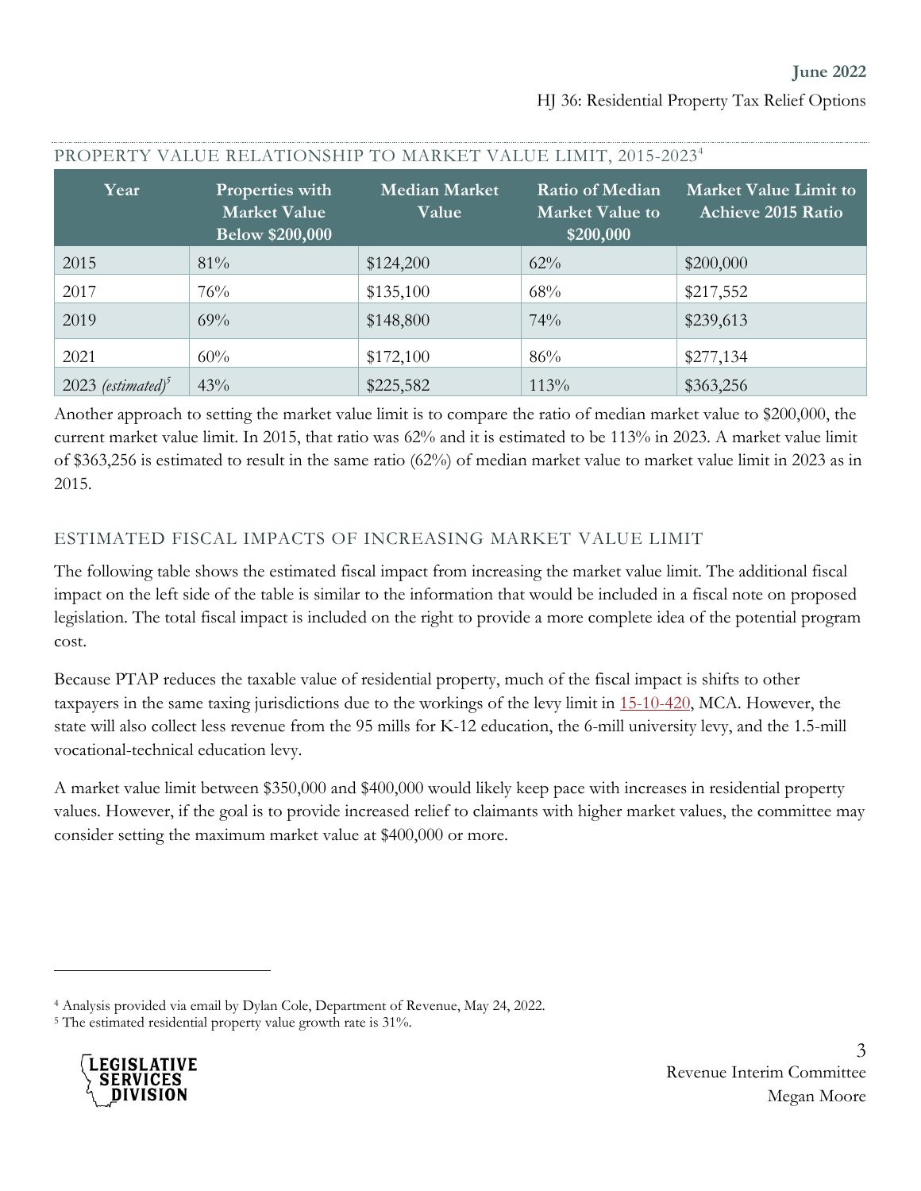## PROPERTY VALUE RELATIONSHIP TO MARKET VALUE LIMIT, 2015-2023[4]

| Year | Properties with Market Value Below $200,000 | Median Market Value | Ratio of Median Market Value to $200,000 | Market Value Limit to Achieve 2015 Ratio |
|---|---|---|---|---|
| 2015 | 81% | $124,200 | 62% | $200,000 |
| 2017 | 76% | $135,100 | 68% | $217,552 |
| 2019 | 69% | $148,800 | 74% | $239,613 |
| 2021 | 60% | $172,100 | 86% | $277,134 |
| 2023 *(estimated)*[5] | 43% | $225,582 | 113% | $363,256 |

Another approach to setting the market value limit is to compare the ratio of median market value to $200,000, the current market value limit. In 2015, that ratio was 62% and it is estimated to be 113% in 2023. A market value limit of $363,256 is estimated to result in the same ratio (62%) of median market value to market value limit in 2023 as in 2015.

## ESTIMATED FISCAL IMPACTS OF INCREASING MARKET VALUE LIMIT

The following table shows the estimated fiscal impact from increasing the market value limit. The additional fiscal impact on the left side of the table is similar to the information that would be included in a fiscal note on proposed legislation. The total fiscal impact is included on the right to provide a more complete idea of the potential program cost.

Because PTAP reduces the taxable value of residential property, much of the fiscal impact is shifts to other taxpayers in the same taxing jurisdictions due to the workings of the levy limit in 15-10-420, MCA. However, the state will also collect less revenue from the 95 mills for K-12 education, the 6-mill university levy, and the 1.5-mill vocational-technical education levy.

A market value limit between $350,000 and $400,000 would likely keep pace with increases in residential property values. However, if the goal is to provide increased relief to claimants with higher market values, the committee may consider setting the maximum market value at $400,000 or more.

---

[4] Analysis provided via email by Dylan Cole, Department of Revenue, May 24, 2022.

[5] The estimated residential property value growth rate is 31%.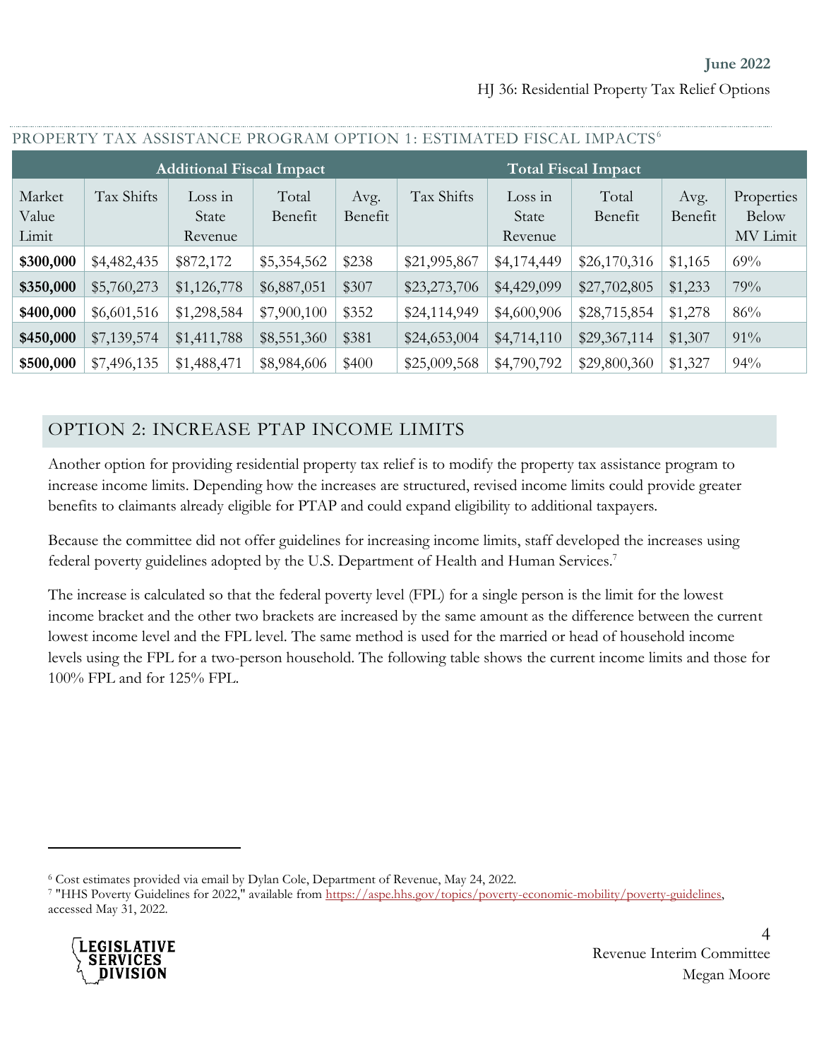PROPERTY TAX ASSISTANCE PROGRAM OPTION 1: ESTIMATED FISCAL IMPACTS[6]

| | Additional Fiscal Impact | | | | Total Fiscal Impact | | | | |
|---|---|---|---|---|---|---|---|---|---|
| Market Value Limit | Tax Shifts | Loss in State Revenue | Total Benefit | Avg. Benefit | Tax Shifts | Loss in State Revenue | Total Benefit | Avg. Benefit | Properties Below MV Limit |
| **$300,000** | $4,482,435 | $872,172 | $5,354,562 | $238 | $21,995,867 | $4,174,449 | $26,170,316 | $1,165 | 69% |
| **$350,000** | $5,760,273 | $1,126,778 | $6,887,051 | $307 | $23,273,706 | $4,429,099 | $27,702,805 | $1,233 | 79% |
| **$400,000** | $6,601,516 | $1,298,584 | $7,900,100 | $352 | $24,114,949 | $4,600,906 | $28,715,854 | $1,278 | 86% |
| **$450,000** | $7,139,574 | $1,411,788 | $8,551,360 | $381 | $24,653,004 | $4,714,110 | $29,367,114 | $1,307 | 91% |
| **$500,000** | $7,496,135 | $1,488,471 | $8,984,606 | $400 | $25,009,568 | $4,790,792 | $29,800,360 | $1,327 | 94% |

## OPTION 2: INCREASE PTAP INCOME LIMITS

Another option for providing residential property tax relief is to modify the property tax assistance program to increase income limits. Depending how the increases are structured, revised income limits could provide greater benefits to claimants already eligible for PTAP and could expand eligibility to additional taxpayers.

Because the committee did not offer guidelines for increasing income limits, staff developed the increases using federal poverty guidelines adopted by the U.S. Department of Health and Human Services.[7]

The increase is calculated so that the federal poverty level (FPL) for a single person is the limit for the lowest income bracket and the other two brackets are increased by the same amount as the difference between the current lowest income level and the FPL level. The same method is used for the married or head of household income levels using the FPL for a two-person household. The following table shows the current income limits and those for 100% FPL and for 125% FPL.

---

[6] Cost estimates provided via email by Dylan Cole, Department of Revenue, May 24, 2022.

[7] "HHS Poverty Guidelines for 2022," available from https://aspe.hhs.gov/topics/poverty-economic-mobility/poverty-guidelines, accessed May 31, 2022.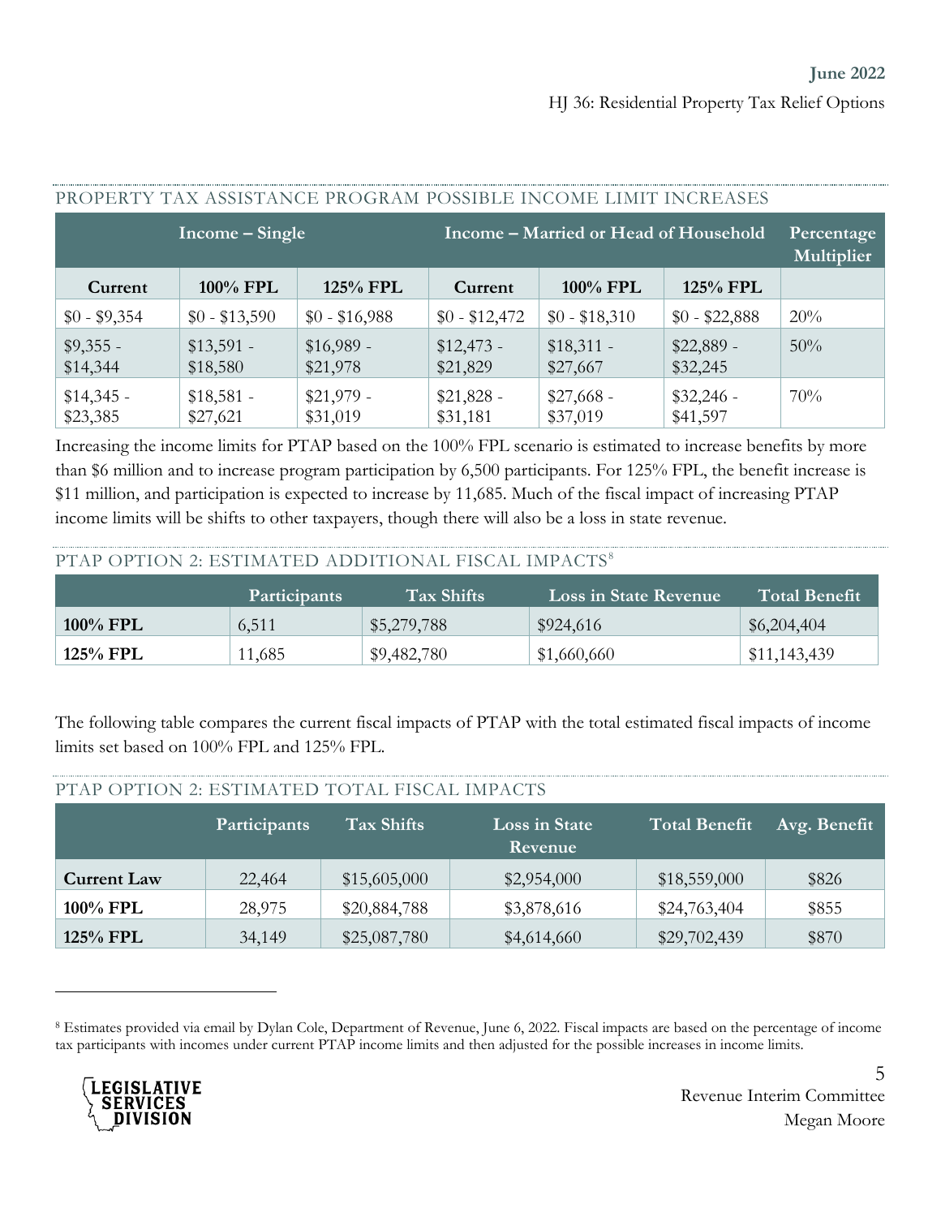### PROPERTY TAX ASSISTANCE PROGRAM POSSIBLE INCOME LIMIT INCREASES

| Income – Single | | | Income – Married or Head of Household | | | Percentage Multiplier |
|---|---|---|---|---|---|---|
| Current | 100% FPL | 125% FPL | Current | 100% FPL | 125% FPL | |
| $0 - $9,354 | $0 - $13,590 | $0 - $16,988 | $0 - $12,472 | $0 - $18,310 | $0 - $22,888 | 20% |
| $9,355 - $14,344 | $13,591 - $18,580 | $16,989 - $21,978 | $12,473 - $21,829 | $18,311 - $27,667 | $22,889 - $32,245 | 50% |
| $14,345 - $23,385 | $18,581 - $27,621 | $21,979 - $31,019 | $21,828 - $31,181 | $27,668 - $37,019 | $32,246 - $41,597 | 70% |

Increasing the income limits for PTAP based on the 100% FPL scenario is estimated to increase benefits by more than $6 million and to increase program participation by 6,500 participants. For 125% FPL, the benefit increase is $11 million, and participation is expected to increase by 11,685. Much of the fiscal impact of increasing PTAP income limits will be shifts to other taxpayers, though there will also be a loss in state revenue.

### PTAP OPTION 2: ESTIMATED ADDITIONAL FISCAL IMPACTS[8]

| | Participants | Tax Shifts | Loss in State Revenue | Total Benefit |
|---|---|---|---|---|
| **100% FPL** | 6,511 | $5,279,788 | $924,616 | $6,204,404 |
| **125% FPL** | 11,685 | $9,482,780 | $1,660,660 | $11,143,439 |

The following table compares the current fiscal impacts of PTAP with the total estimated fiscal impacts of income limits set based on 100% FPL and 125% FPL.

### PTAP OPTION 2: ESTIMATED TOTAL FISCAL IMPACTS

| | Participants | Tax Shifts | Loss in State Revenue | Total Benefit | Avg. Benefit |
|---|---|---|---|---|---|
| **Current Law** | 22,464 | $15,605,000 | $2,954,000 | $18,559,000 | $826 |
| **100% FPL** | 28,975 | $20,884,788 | $3,878,616 | $24,763,404 | $855 |
| **125% FPL** | 34,149 | $25,087,780 | $4,614,660 | $29,702,439 | $870 |

[8] Estimates provided via email by Dylan Cole, Department of Revenue, June 6, 2022. Fiscal impacts are based on the percentage of income tax participants with incomes under current PTAP income limits and then adjusted for the possible increases in income limits.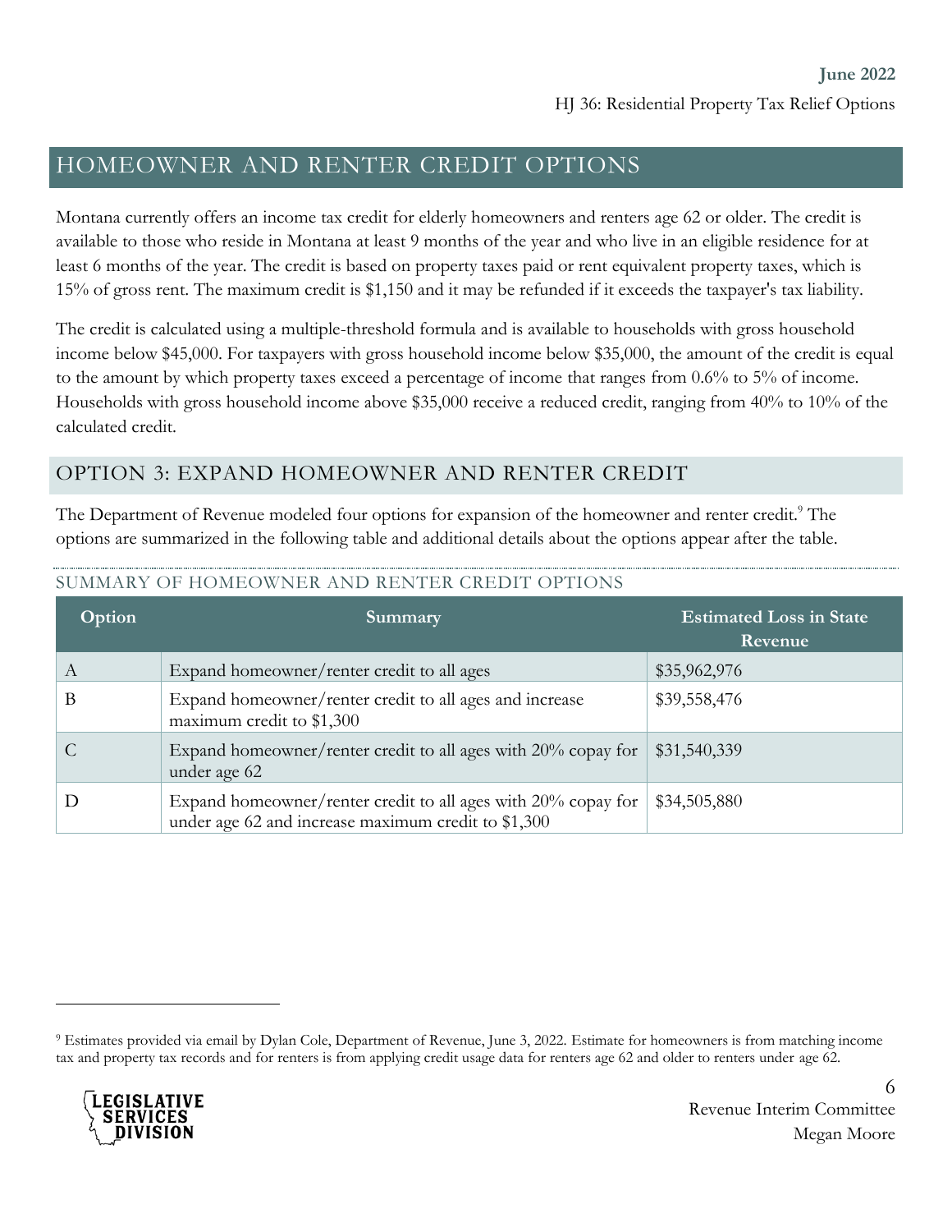## HOMEOWNER AND RENTER CREDIT OPTIONS

Montana currently offers an income tax credit for elderly homeowners and renters age 62 or older. The credit is available to those who reside in Montana at least 9 months of the year and who live in an eligible residence for at least 6 months of the year. The credit is based on property taxes paid or rent equivalent property taxes, which is 15% of gross rent. The maximum credit is $1,150 and it may be refunded if it exceeds the taxpayer's tax liability.

The credit is calculated using a multiple-threshold formula and is available to households with gross household income below $45,000. For taxpayers with gross household income below $35,000, the amount of the credit is equal to the amount by which property taxes exceed a percentage of income that ranges from 0.6% to 5% of income. Households with gross household income above $35,000 receive a reduced credit, ranging from 40% to 10% of the calculated credit.

### OPTION 3: EXPAND HOMEOWNER AND RENTER CREDIT

The Department of Revenue modeled four options for expansion of the homeowner and renter credit.[9] The options are summarized in the following table and additional details about the options appear after the table.

#### SUMMARY OF HOMEOWNER AND RENTER CREDIT OPTIONS

| Option | Summary | Estimated Loss in State Revenue |
|---|---|---|
| A | Expand homeowner/renter credit to all ages | $35,962,976 |
| B | Expand homeowner/renter credit to all ages and increase maximum credit to $1,300 | $39,558,476 |
| C | Expand homeowner/renter credit to all ages with 20% copay for under age 62 | $31,540,339 |
| D | Expand homeowner/renter credit to all ages with 20% copay for under age 62 and increase maximum credit to $1,300 | $34,505,880 |

[9] Estimates provided via email by Dylan Cole, Department of Revenue, June 3, 2022. Estimate for homeowners is from matching income tax and property tax records and for renters is from applying credit usage data for renters age 62 and older to renters under age 62.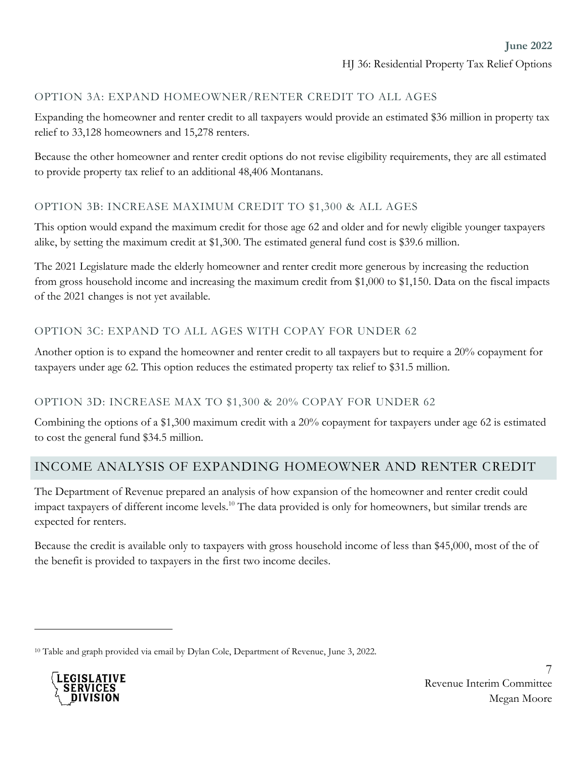### OPTION 3A: EXPAND HOMEOWNER/RENTER CREDIT TO ALL AGES

Expanding the homeowner and renter credit to all taxpayers would provide an estimated $36 million in property tax relief to 33,128 homeowners and 15,278 renters.

Because the other homeowner and renter credit options do not revise eligibility requirements, they are all estimated to provide property tax relief to an additional 48,406 Montanans.

### OPTION 3B: INCREASE MAXIMUM CREDIT TO $1,300 & ALL AGES

This option would expand the maximum credit for those age 62 and older and for newly eligible younger taxpayers alike, by setting the maximum credit at $1,300. The estimated general fund cost is $39.6 million.

The 2021 Legislature made the elderly homeowner and renter credit more generous by increasing the reduction from gross household income and increasing the maximum credit from $1,000 to $1,150. Data on the fiscal impacts of the 2021 changes is not yet available.

### OPTION 3C: EXPAND TO ALL AGES WITH COPAY FOR UNDER 62

Another option is to expand the homeowner and renter credit to all taxpayers but to require a 20% copayment for taxpayers under age 62. This option reduces the estimated property tax relief to $31.5 million.

### OPTION 3D: INCREASE MAX TO $1,300 & 20% COPAY FOR UNDER 62

Combining the options of a $1,300 maximum credit with a 20% copayment for taxpayers under age 62 is estimated to cost the general fund $34.5 million.

## INCOME ANALYSIS OF EXPANDING HOMEOWNER AND RENTER CREDIT

The Department of Revenue prepared an analysis of how expansion of the homeowner and renter credit could impact taxpayers of different income levels.[10] The data provided is only for homeowners, but similar trends are expected for renters.

Because the credit is available only to taxpayers with gross household income of less than $45,000, most of the of the benefit is provided to taxpayers in the first two income deciles.

[10] Table and graph provided via email by Dylan Cole, Department of Revenue, June 3, 2022.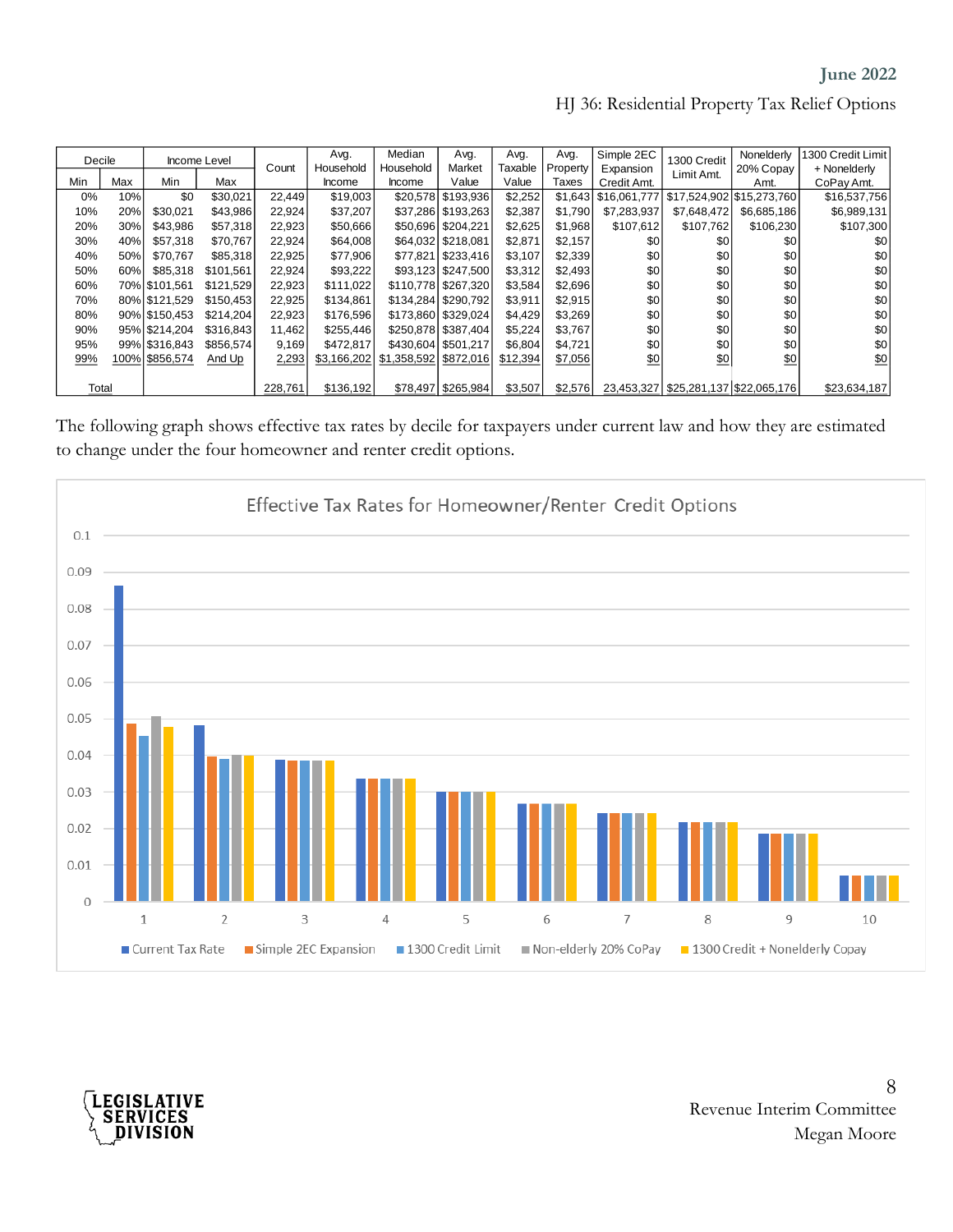| Decile | | Income Level | | Count | Avg. Household Income | Median Household Income | Avg. Market Value | Avg. Taxable Value | Avg. Property Taxes | Simple 2EC Expansion Credit Amt. | 1300 Credit Limit Amt. | Nonelderly 20% Copay Amt. | 1300 Credit Limit + Nonelderly CoPay Amt. |
|---|---|---|---|---|---|---|---|---|---|---|---|---|---|
| Min | Max | Min | Max | | | | | | | | | | |
| 0% | 10% | $0 | $30,021 | 22,449 | $19,003 | $20,578 | $193,936 | $2,252 | $1,643 | $16,061,777 | $17,524,902 | $15,273,760 | $16,537,756 |
| 10% | 20% | $30,021 | $43,986 | 22,924 | $37,207 | $37,286 | $193,263 | $2,387 | $1,790 | $7,283,937 | $7,648,472 | $6,685,186 | $6,989,131 |
| 20% | 30% | $43,986 | $57,318 | 22,923 | $50,666 | $50,696 | $204,221 | $2,625 | $1,968 | $107,612 | $107,762 | $106,230 | $107,300 |
| 30% | 40% | $57,318 | $70,767 | 22,924 | $64,008 | $64,032 | $218,081 | $2,871 | $2,157 | $0 | $0 | $0 | $0 |
| 40% | 50% | $70,767 | $85,318 | 22,925 | $77,906 | $77,821 | $233,416 | $3,107 | $2,339 | $0 | $0 | $0 | $0 |
| 50% | 60% | $85,318 | $101,561 | 22,924 | $93,222 | $93,123 | $247,500 | $3,312 | $2,493 | $0 | $0 | $0 | $0 |
| 60% | 70% | $101,561 | $121,529 | 22,923 | $111,022 | $110,778 | $267,320 | $3,584 | $2,696 | $0 | $0 | $0 | $0 |
| 70% | 80% | $121,529 | $150,453 | 22,925 | $134,861 | $134,284 | $290,792 | $3,911 | $2,915 | $0 | $0 | $0 | $0 |
| 80% | 90% | $150,453 | $214,204 | 22,923 | $176,596 | $173,860 | $329,024 | $4,429 | $3,269 | $0 | $0 | $0 | $0 |
| 90% | 95% | $214,204 | $316,843 | 11,462 | $255,446 | $250,878 | $387,404 | $5,224 | $3,767 | $0 | $0 | $0 | $0 |
| 95% | 99% | $316,843 | $856,574 | 9,169 | $472,817 | $430,604 | $501,217 | $6,804 | $4,721 | $0 | $0 | $0 | $0 |
| 99% | 100% | $856,574 | And Up | 2,293 | $3,166,202 | $1,358,592 | $872,016 | $12,394 | $7,056 | $0 | $0 | $0 | $0 |
| Total | | | | 228,761 | $136,192 | $78,497 | $265,984 | $3,507 | $2,576 | 23,453,327 | $25,281,137 | $22,065,176 | $23,634,187 |

The following graph shows effective tax rates by decile for taxpayers under current law and how they are estimated to change under the four homeowner and renter credit options.

Effective Tax Rates for Homeowner/Renter Credit Options

0.1
0.09
0.08
0.07
0.06
0.05
0.04
0.03
0.02
0.01
0

1 2 3 4 5 6 7 8 9 10

Current Tax Rate | Simple 2EC Expansion | 1300 Credit Limit | Non-elderly 20% CoPay | 1300 Credit + Nonelderly Copay

Revenue Interim Committee
Megan Moore